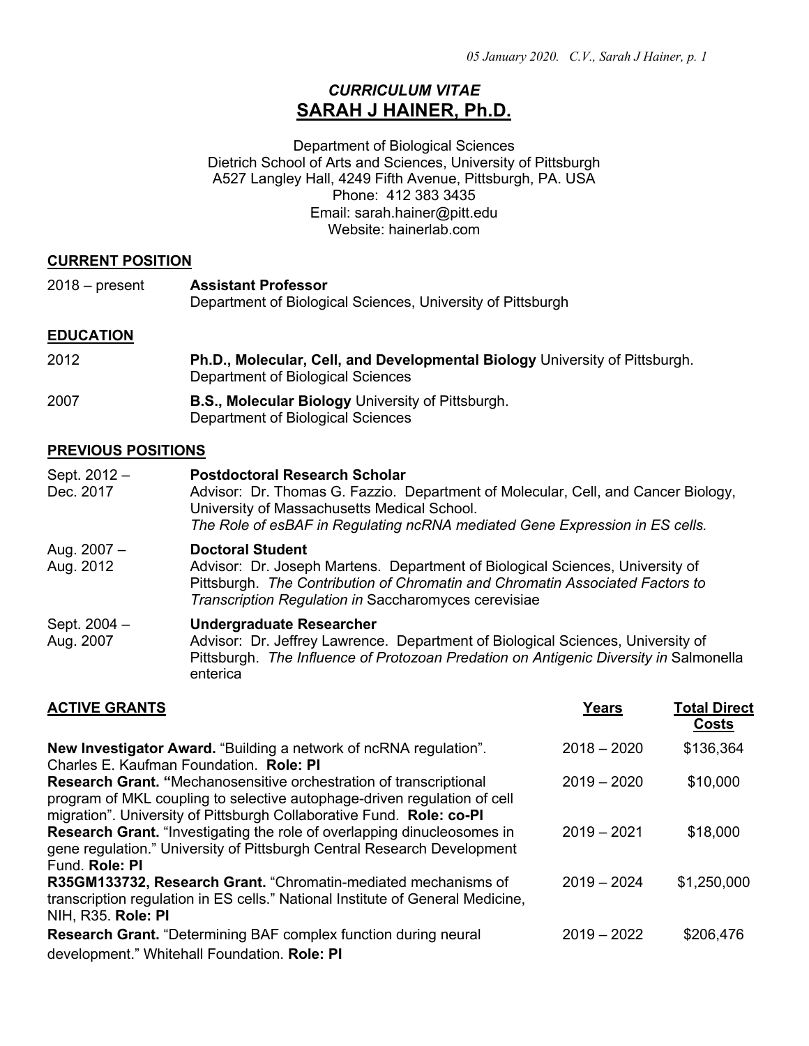# *CURRICULUM VITAE*
# SARAH J HAINER, Ph.D.

Department of Biological Sciences
Dietrich School of Arts and Sciences, University of Pittsburgh
A527 Langley Hall, 4249 Fifth Avenue, Pittsburgh, PA. USA
Phone: 412 383 3435
Email: sarah.hainer@pitt.edu
Website: hainerlab.com

## CURRENT POSITION

| | |
|---|---|
| 2018 – present | **Assistant Professor**<br>Department of Biological Sciences, University of Pittsburgh |

## EDUCATION

| | |
|---|---|
| 2012 | **Ph.D., Molecular, Cell, and Developmental Biology** University of Pittsburgh. Department of Biological Sciences |
| 2007 | **B.S., Molecular Biology** University of Pittsburgh. Department of Biological Sciences |

## PREVIOUS POSITIONS

| | |
|---|---|
| Sept. 2012 – Dec. 2017 | **Postdoctoral Research Scholar**<br>Advisor: Dr. Thomas G. Fazzio. Department of Molecular, Cell, and Cancer Biology, University of Massachusetts Medical School.<br>*The Role of esBAF in Regulating ncRNA mediated Gene Expression in ES cells.* |
| Aug. 2007 – Aug. 2012 | **Doctoral Student**<br>Advisor: Dr. Joseph Martens. Department of Biological Sciences, University of Pittsburgh. *The Contribution of Chromatin and Chromatin Associated Factors to Transcription Regulation in* Saccharomyces cerevisiae |
| Sept. 2004 – Aug. 2007 | **Undergraduate Researcher**<br>Advisor: Dr. Jeffrey Lawrence. Department of Biological Sciences, University of Pittsburgh. *The Influence of Protozoan Predation on Antigenic Diversity in* Salmonella enterica |

## ACTIVE GRANTS

| | Years | Total Direct Costs |
|---|---|---|
| **New Investigator Award.** "Building a network of ncRNA regulation". Charles E. Kaufman Foundation. **Role: PI** | 2018 – 2020 | $136,364 |
| **Research Grant. "**Mechanosensitive orchestration of transcriptional program of MKL coupling to selective autophage-driven regulation of cell migration". University of Pittsburgh Collaborative Fund. **Role: co-PI** | 2019 – 2020 | $10,000 |
| **Research Grant.** "Investigating the role of overlapping dinucleosomes in gene regulation." University of Pittsburgh Central Research Development Fund. **Role: PI** | 2019 – 2021 | $18,000 |
| **R35GM133732, Research Grant.** "Chromatin-mediated mechanisms of transcription regulation in ES cells." National Institute of General Medicine, NIH, R35. **Role: PI** | 2019 – 2024 | $1,250,000 |
| **Research Grant.** "Determining BAF complex function during neural development." Whitehall Foundation. **Role: PI** | 2019 – 2022 | $206,476 |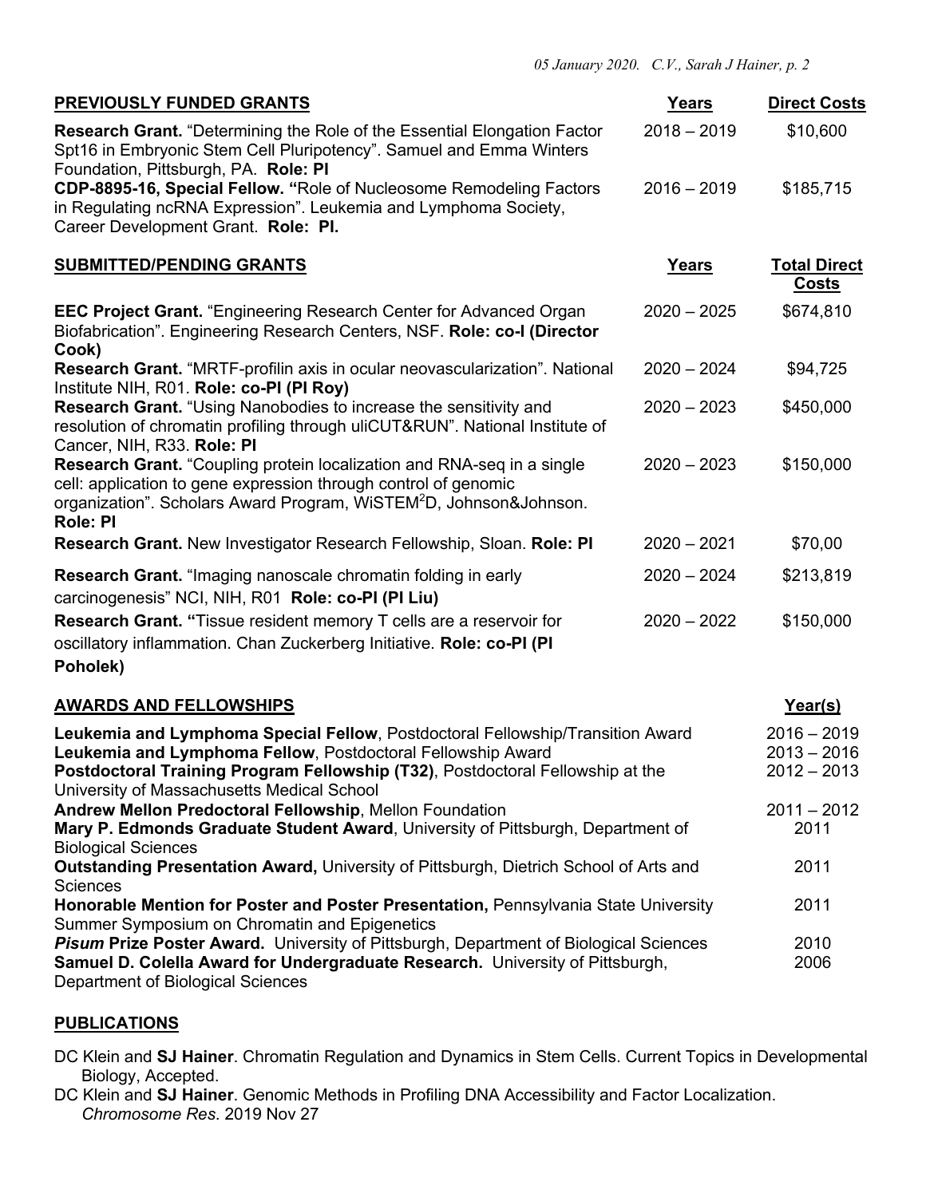## PREVIOUSLY FUNDED GRANTS

| | Years | Direct Costs |
|---|---|---|
| **Research Grant.** "Determining the Role of the Essential Elongation Factor Spt16 in Embryonic Stem Cell Pluripotency". Samuel and Emma Winters Foundation, Pittsburgh, PA. **Role: PI** | 2018 – 2019 | $10,600 |
| **CDP-8895-16, Special Fellow. "**Role of Nucleosome Remodeling Factors in Regulating ncRNA Expression". Leukemia and Lymphoma Society, Career Development Grant. **Role: PI.** | 2016 – 2019 | $185,715 |

## SUBMITTED/PENDING GRANTS

| | Years | Total Direct Costs |
|---|---|---|
| **EEC Project Grant.** "Engineering Research Center for Advanced Organ Biofabrication". Engineering Research Centers, NSF. **Role: co-I (Director Cook)** | 2020 – 2025 | $674,810 |
| **Research Grant.** "MRTF-profilin axis in ocular neovascularization". National Institute NIH, R01. **Role: co-PI (PI Roy)** | 2020 – 2024 | $94,725 |
| **Research Grant.** "Using Nanobodies to increase the sensitivity and resolution of chromatin profiling through uliCUT&RUN". National Institute of Cancer, NIH, R33. **Role: PI** | 2020 – 2023 | $450,000 |
| **Research Grant.** "Coupling protein localization and RNA-seq in a single cell: application to gene expression through control of genomic organization". Scholars Award Program, WiSTEM$^2$D, Johnson&Johnson. **Role: PI** | 2020 – 2023 | $150,000 |
| **Research Grant.** New Investigator Research Fellowship, Sloan. **Role: PI** | 2020 – 2021 | $70,00 |
| **Research Grant.** "Imaging nanoscale chromatin folding in early carcinogenesis" NCI, NIH, R01 **Role: co-PI (PI Liu)** | 2020 – 2024 | $213,819 |
| **Research Grant. "**Tissue resident memory T cells are a reservoir for oscillatory inflammation. Chan Zuckerberg Initiative. **Role: co-PI (PI Poholek)** | 2020 – 2022 | $150,000 |

## AWARDS AND FELLOWSHIPS

| | Year(s) |
|---|---|
| **Leukemia and Lymphoma Special Fellow**, Postdoctoral Fellowship/Transition Award | 2016 – 2019 |
| **Leukemia and Lymphoma Fellow**, Postdoctoral Fellowship Award | 2013 – 2016 |
| **Postdoctoral Training Program Fellowship (T32)**, Postdoctoral Fellowship at the University of Massachusetts Medical School | 2012 – 2013 |
| **Andrew Mellon Predoctoral Fellowship**, Mellon Foundation | 2011 – 2012 |
| **Mary P. Edmonds Graduate Student Award**, University of Pittsburgh, Department of Biological Sciences | 2011 |
| **Outstanding Presentation Award,** University of Pittsburgh, Dietrich School of Arts and Sciences | 2011 |
| **Honorable Mention for Poster and Poster Presentation,** Pennsylvania State University Summer Symposium on Chromatin and Epigenetics | 2011 |
| ***Pisum* Prize Poster Award.** University of Pittsburgh, Department of Biological Sciences | 2010 |
| **Samuel D. Colella Award for Undergraduate Research.** University of Pittsburgh, Department of Biological Sciences | 2006 |

## PUBLICATIONS

DC Klein and **SJ Hainer**. Chromatin Regulation and Dynamics in Stem Cells. Current Topics in Developmental Biology, Accepted.

DC Klein and **SJ Hainer**. Genomic Methods in Profiling DNA Accessibility and Factor Localization. *Chromosome Res*. 2019 Nov 27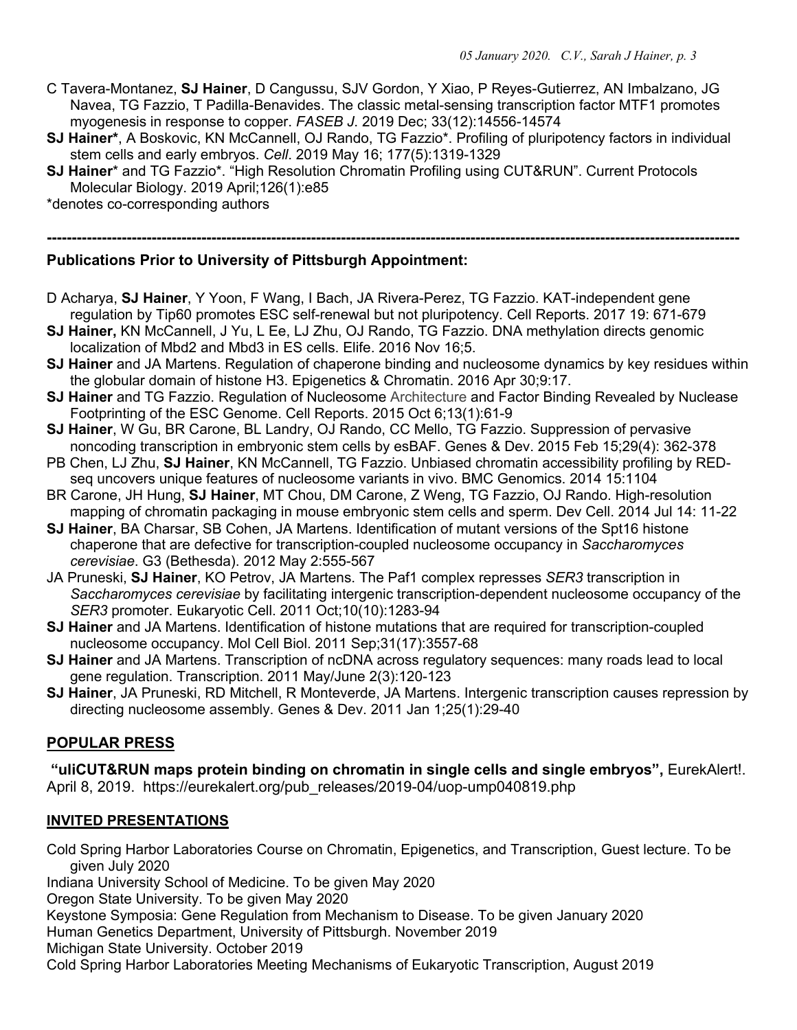C Tavera-Montanez, **SJ Hainer**, D Cangussu, SJV Gordon, Y Xiao, P Reyes-Gutierrez, AN Imbalzano, JG Navea, TG Fazzio, T Padilla-Benavides. The classic metal-sensing transcription factor MTF1 promotes myogenesis in response to copper. *FASEB J*. 2019 Dec; 33(12):14556-14574

**SJ Hainer***, A Boskovic, KN McCannell, OJ Rando, TG Fazzio*. Profiling of pluripotency factors in individual stem cells and early embryos. *Cell*. 2019 May 16; 177(5):1319-1329

**SJ Hainer*** and TG Fazzio*. "High Resolution Chromatin Profiling using CUT&RUN". Current Protocols Molecular Biology. 2019 April;126(1):e85

*denotes co-corresponding authors

---

**Publications Prior to University of Pittsburgh Appointment:**

D Acharya, **SJ Hainer**, Y Yoon, F Wang, I Bach, JA Rivera-Perez, TG Fazzio. KAT-independent gene regulation by Tip60 promotes ESC self-renewal but not pluripotency. Cell Reports. 2017 19: 671-679

**SJ Hainer,** KN McCannell, J Yu, L Ee, LJ Zhu, OJ Rando, TG Fazzio. DNA methylation directs genomic localization of Mbd2 and Mbd3 in ES cells. Elife. 2016 Nov 16;5.

**SJ Hainer** and JA Martens. Regulation of chaperone binding and nucleosome dynamics by key residues within the globular domain of histone H3. Epigenetics & Chromatin. 2016 Apr 30;9:17.

**SJ Hainer** and TG Fazzio. Regulation of Nucleosome Architecture and Factor Binding Revealed by Nuclease Footprinting of the ESC Genome. Cell Reports. 2015 Oct 6;13(1):61-9

**SJ Hainer**, W Gu, BR Carone, BL Landry, OJ Rando, CC Mello, TG Fazzio. Suppression of pervasive noncoding transcription in embryonic stem cells by esBAF. Genes & Dev. 2015 Feb 15;29(4): 362-378

PB Chen, LJ Zhu, **SJ Hainer**, KN McCannell, TG Fazzio. Unbiased chromatin accessibility profiling by RED-seq uncovers unique features of nucleosome variants in vivo. BMC Genomics. 2014 15:1104

BR Carone, JH Hung, **SJ Hainer**, MT Chou, DM Carone, Z Weng, TG Fazzio, OJ Rando. High-resolution mapping of chromatin packaging in mouse embryonic stem cells and sperm. Dev Cell. 2014 Jul 14: 11-22

**SJ Hainer**, BA Charsar, SB Cohen, JA Martens. Identification of mutant versions of the Spt16 histone chaperone that are defective for transcription-coupled nucleosome occupancy in *Saccharomyces cerevisiae*. G3 (Bethesda). 2012 May 2:555-567

JA Pruneski, **SJ Hainer**, KO Petrov, JA Martens. The Paf1 complex represses *SER3* transcription in *Saccharomyces cerevisiae* by facilitating intergenic transcription-dependent nucleosome occupancy of the *SER3* promoter. Eukaryotic Cell. 2011 Oct;10(10):1283-94

**SJ Hainer** and JA Martens. Identification of histone mutations that are required for transcription-coupled nucleosome occupancy. Mol Cell Biol. 2011 Sep;31(17):3557-68

**SJ Hainer** and JA Martens. Transcription of ncDNA across regulatory sequences: many roads lead to local gene regulation. Transcription. 2011 May/June 2(3):120-123

**SJ Hainer**, JA Pruneski, RD Mitchell, R Monteverde, JA Martens. Intergenic transcription causes repression by directing nucleosome assembly. Genes & Dev. 2011 Jan 1;25(1):29-40

## POPULAR PRESS

**"uliCUT&RUN maps protein binding on chromatin in single cells and single embryos",** EurekAlert!. April 8, 2019. https://eurekalert.org/pub_releases/2019-04/uop-ump040819.php

## INVITED PRESENTATIONS

Cold Spring Harbor Laboratories Course on Chromatin, Epigenetics, and Transcription, Guest lecture. To be given July 2020

Indiana University School of Medicine. To be given May 2020

Oregon State University. To be given May 2020

Keystone Symposia: Gene Regulation from Mechanism to Disease. To be given January 2020

Human Genetics Department, University of Pittsburgh. November 2019

Michigan State University. October 2019

Cold Spring Harbor Laboratories Meeting Mechanisms of Eukaryotic Transcription, August 2019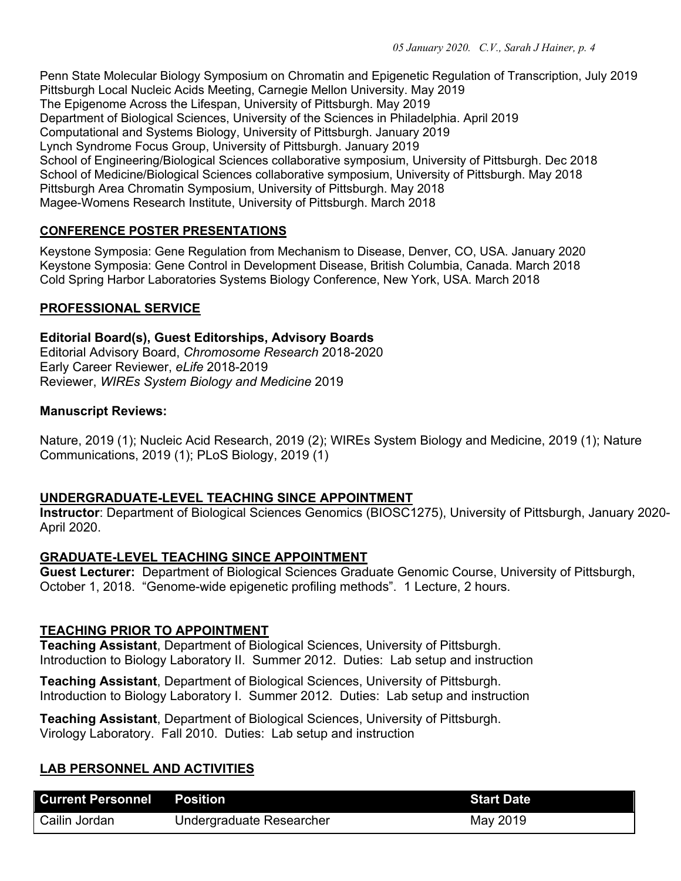Penn State Molecular Biology Symposium on Chromatin and Epigenetic Regulation of Transcription, July 2019
Pittsburgh Local Nucleic Acids Meeting, Carnegie Mellon University. May 2019
The Epigenome Across the Lifespan, University of Pittsburgh. May 2019
Department of Biological Sciences, University of the Sciences in Philadelphia. April 2019
Computational and Systems Biology, University of Pittsburgh. January 2019
Lynch Syndrome Focus Group, University of Pittsburgh. January 2019
School of Engineering/Biological Sciences collaborative symposium, University of Pittsburgh. Dec 2018
School of Medicine/Biological Sciences collaborative symposium, University of Pittsburgh. May 2018
Pittsburgh Area Chromatin Symposium, University of Pittsburgh. May 2018
Magee-Womens Research Institute, University of Pittsburgh. March 2018

## CONFERENCE POSTER PRESENTATIONS

Keystone Symposia: Gene Regulation from Mechanism to Disease, Denver, CO, USA. January 2020
Keystone Symposia: Gene Control in Development Disease, British Columbia, Canada. March 2018
Cold Spring Harbor Laboratories Systems Biology Conference, New York, USA. March 2018

## PROFESSIONAL SERVICE

### Editorial Board(s), Guest Editorships, Advisory Boards

Editorial Advisory Board, *Chromosome Research* 2018-2020
Early Career Reviewer, *eLife* 2018-2019
Reviewer, *WIREs System Biology and Medicine* 2019

### Manuscript Reviews:

Nature, 2019 (1); Nucleic Acid Research, 2019 (2); WIREs System Biology and Medicine, 2019 (1); Nature Communications, 2019 (1); PLoS Biology, 2019 (1)

## UNDERGRADUATE-LEVEL TEACHING SINCE APPOINTMENT

**Instructor**: Department of Biological Sciences Genomics (BIOSC1275), University of Pittsburgh, January 2020-April 2020.

## GRADUATE-LEVEL TEACHING SINCE APPOINTMENT

**Guest Lecturer:** Department of Biological Sciences Graduate Genomic Course, University of Pittsburgh, October 1, 2018. "Genome-wide epigenetic profiling methods". 1 Lecture, 2 hours.

## TEACHING PRIOR TO APPOINTMENT

**Teaching Assistant**, Department of Biological Sciences, University of Pittsburgh.
Introduction to Biology Laboratory II. Summer 2012. Duties: Lab setup and instruction

**Teaching Assistant**, Department of Biological Sciences, University of Pittsburgh.
Introduction to Biology Laboratory I. Summer 2012. Duties: Lab setup and instruction

**Teaching Assistant**, Department of Biological Sciences, University of Pittsburgh.
Virology Laboratory. Fall 2010. Duties: Lab setup and instruction

## LAB PERSONNEL AND ACTIVITIES

| Current Personnel | Position | Start Date |
|---|---|---|
| Cailin Jordan | Undergraduate Researcher | May 2019 |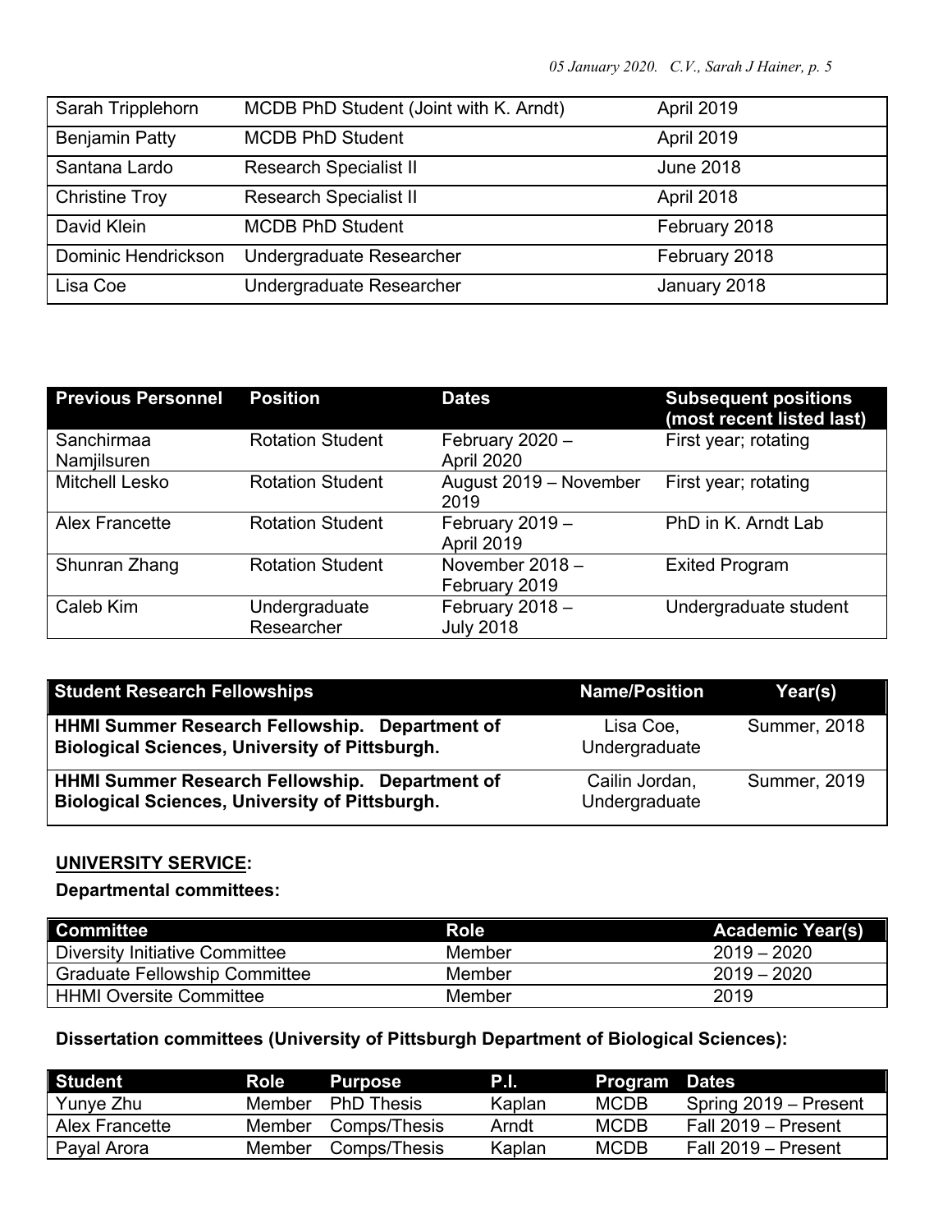| | | |
|---|---|---|
| Sarah Tripplehorn | MCDB PhD Student (Joint with K. Arndt) | April 2019 |
| Benjamin Patty | MCDB PhD Student | April 2019 |
| Santana Lardo | Research Specialist II | June 2018 |
| Christine Troy | Research Specialist II | April 2018 |
| David Klein | MCDB PhD Student | February 2018 |
| Dominic Hendrickson | Undergraduate Researcher | February 2018 |
| Lisa Coe | Undergraduate Researcher | January 2018 |

| Previous Personnel | Position | Dates | Subsequent positions (most recent listed last) |
|---|---|---|---|
| Sanchirmaa Namjilsuren | Rotation Student | February 2020 – April 2020 | First year; rotating |
| Mitchell Lesko | Rotation Student | August 2019 – November 2019 | First year; rotating |
| Alex Francette | Rotation Student | February 2019 – April 2019 | PhD in K. Arndt Lab |
| Shunran Zhang | Rotation Student | November 2018 – February 2019 | Exited Program |
| Caleb Kim | Undergraduate Researcher | February 2018 – July 2018 | Undergraduate student |

| Student Research Fellowships | Name/Position | Year(s) |
|---|---|---|
| **HHMI Summer Research Fellowship. Department of Biological Sciences, University of Pittsburgh.** | Lisa Coe, Undergraduate | Summer, 2018 |
| **HHMI Summer Research Fellowship. Department of Biological Sciences, University of Pittsburgh.** | Cailin Jordan, Undergraduate | Summer, 2019 |

## UNIVERSITY SERVICE:

**Departmental committees:**

| Committee | Role | Academic Year(s) |
|---|---|---|
| Diversity Initiative Committee | Member | 2019 – 2020 |
| Graduate Fellowship Committee | Member | 2019 – 2020 |
| HHMI Oversite Committee | Member | 2019 |

**Dissertation committees (University of Pittsburgh Department of Biological Sciences):**

| Student | Role | Purpose | P.I. | Program | Dates |
|---|---|---|---|---|---|
| Yunye Zhu | Member | PhD Thesis | Kaplan | MCDB | Spring 2019 – Present |
| Alex Francette | Member | Comps/Thesis | Arndt | MCDB | Fall 2019 – Present |
| Payal Arora | Member | Comps/Thesis | Kaplan | MCDB | Fall 2019 – Present |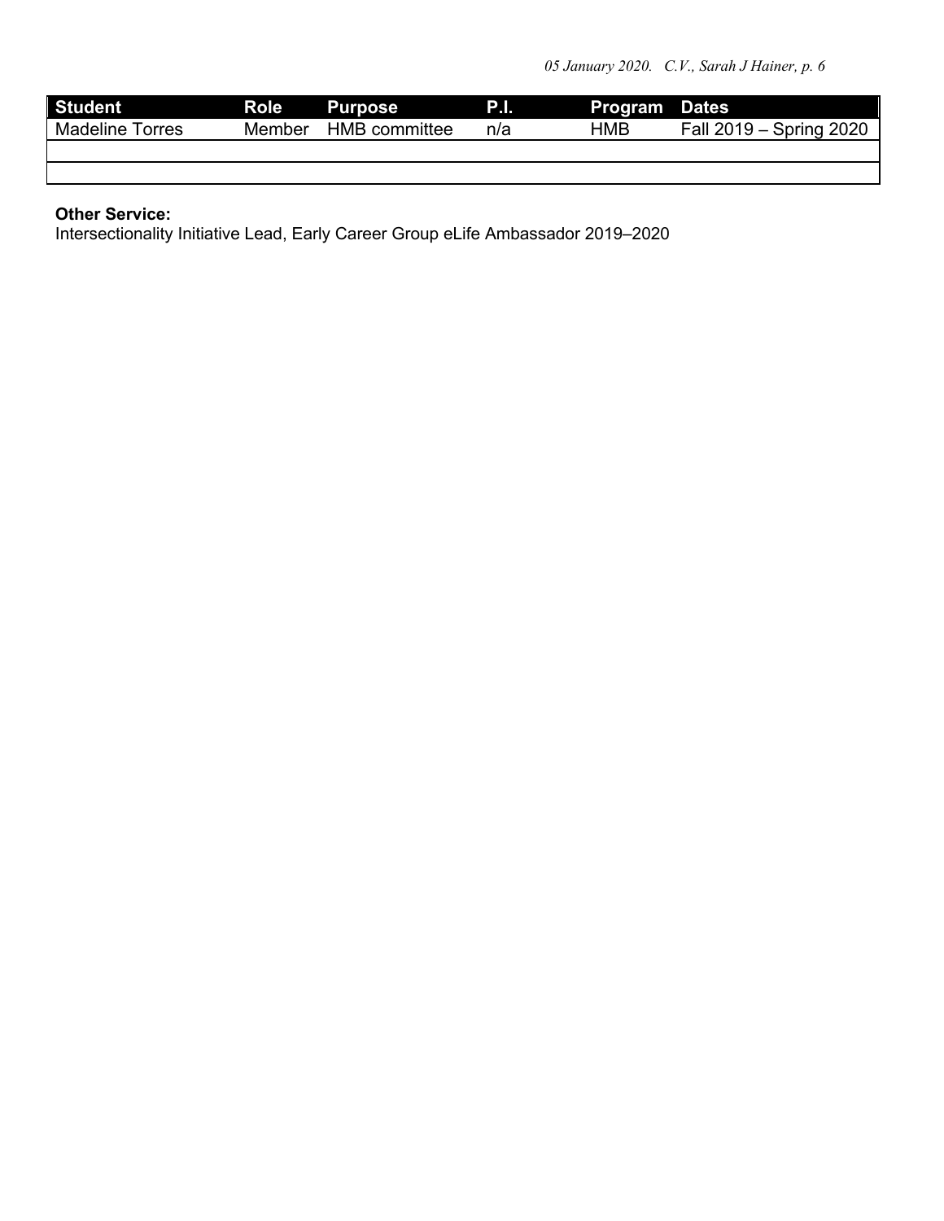| Student | Role | Purpose | P.I. | Program | Dates |
|---|---|---|---|---|---|
| Madeline Torres | Member | HMB committee | n/a | HMB | Fall 2019 – Spring 2020 |
| | | | | | |
| | | | | | |

**Other Service:**

Intersectionality Initiative Lead, Early Career Group eLife Ambassador 2019–2020